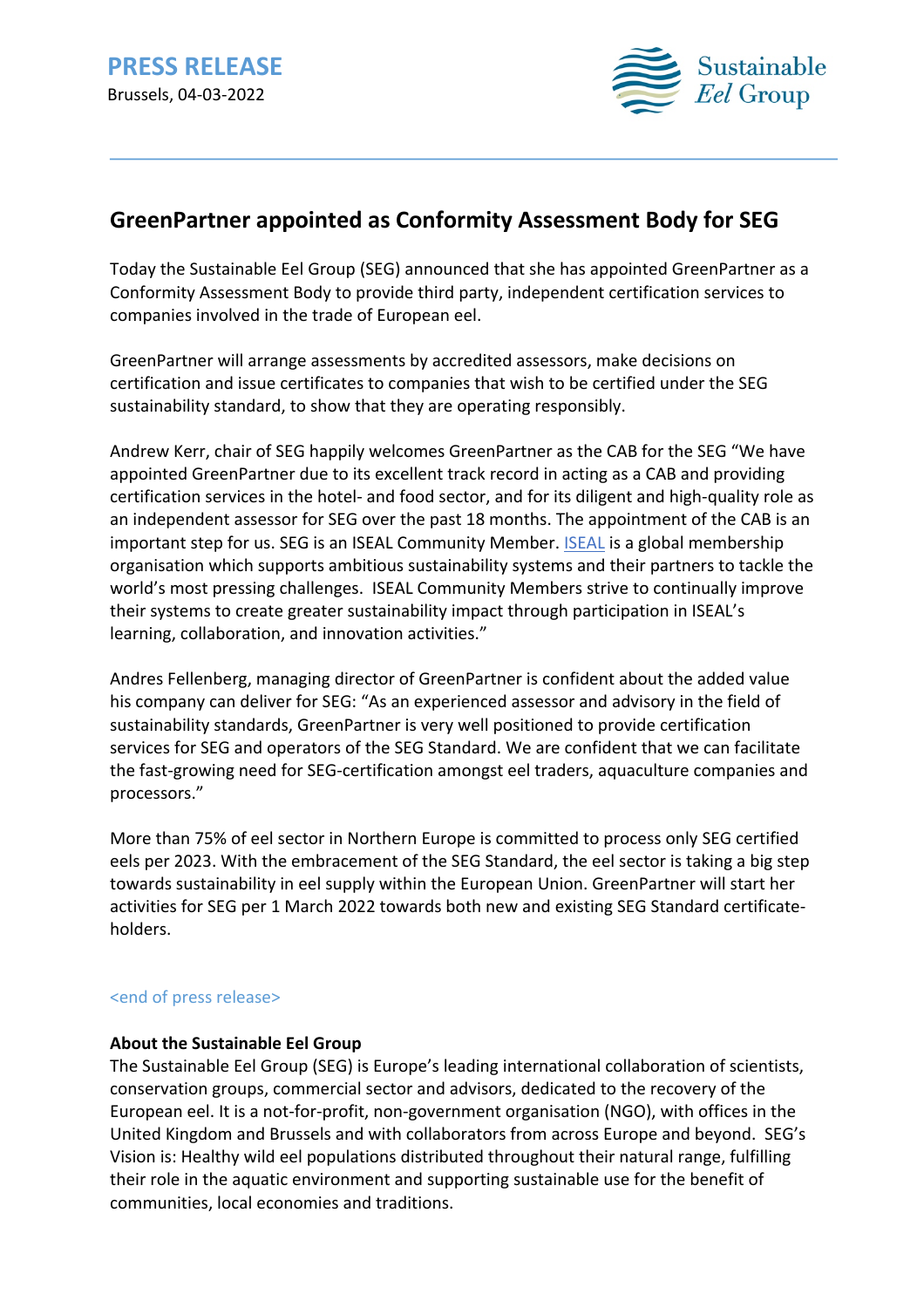**PRESS RELEASE**

Brussels, 04-03-2022

Sustainable *Eel* Group

# GreenPartner appointed as Conformity Assessment Body for SEG

Today the Sustainable Eel Group (SEG) announced that she has appointed GreenPartner as a Conformity Assessment Body to provide third party, independent certification services to companies involved in the trade of European eel.

GreenPartner will arrange assessments by accredited assessors, make decisions on certification and issue certificates to companies that wish to be certified under the SEG sustainability standard, to show that they are operating responsibly.

Andrew Kerr, chair of SEG happily welcomes GreenPartner as the CAB for the SEG "We have appointed GreenPartner due to its excellent track record in acting as a CAB and providing certification services in the hotel- and food sector, and for its diligent and high-quality role as an independent assessor for SEG over the past 18 months. The appointment of the CAB is an important step for us. SEG is an ISEAL Community Member. ISEAL is a global membership organisation which supports ambitious sustainability systems and their partners to tackle the world's most pressing challenges. ISEAL Community Members strive to continually improve their systems to create greater sustainability impact through participation in ISEAL's learning, collaboration, and innovation activities."

Andres Fellenberg, managing director of GreenPartner is confident about the added value his company can deliver for SEG: "As an experienced assessor and advisory in the field of sustainability standards, GreenPartner is very well positioned to provide certification services for SEG and operators of the SEG Standard. We are confident that we can facilitate the fast-growing need for SEG-certification amongst eel traders, aquaculture companies and processors."

More than 75% of eel sector in Northern Europe is committed to process only SEG certified eels per 2023. With the embracement of the SEG Standard, the eel sector is taking a big step towards sustainability in eel supply within the European Union. GreenPartner will start her activities for SEG per 1 March 2022 towards both new and existing SEG Standard certificate-holders.

<end of press release>

**About the Sustainable Eel Group**

The Sustainable Eel Group (SEG) is Europe's leading international collaboration of scientists, conservation groups, commercial sector and advisors, dedicated to the recovery of the European eel. It is a not-for-profit, non-government organisation (NGO), with offices in the United Kingdom and Brussels and with collaborators from across Europe and beyond. SEG's Vision is: Healthy wild eel populations distributed throughout their natural range, fulfilling their role in the aquatic environment and supporting sustainable use for the benefit of communities, local economies and traditions.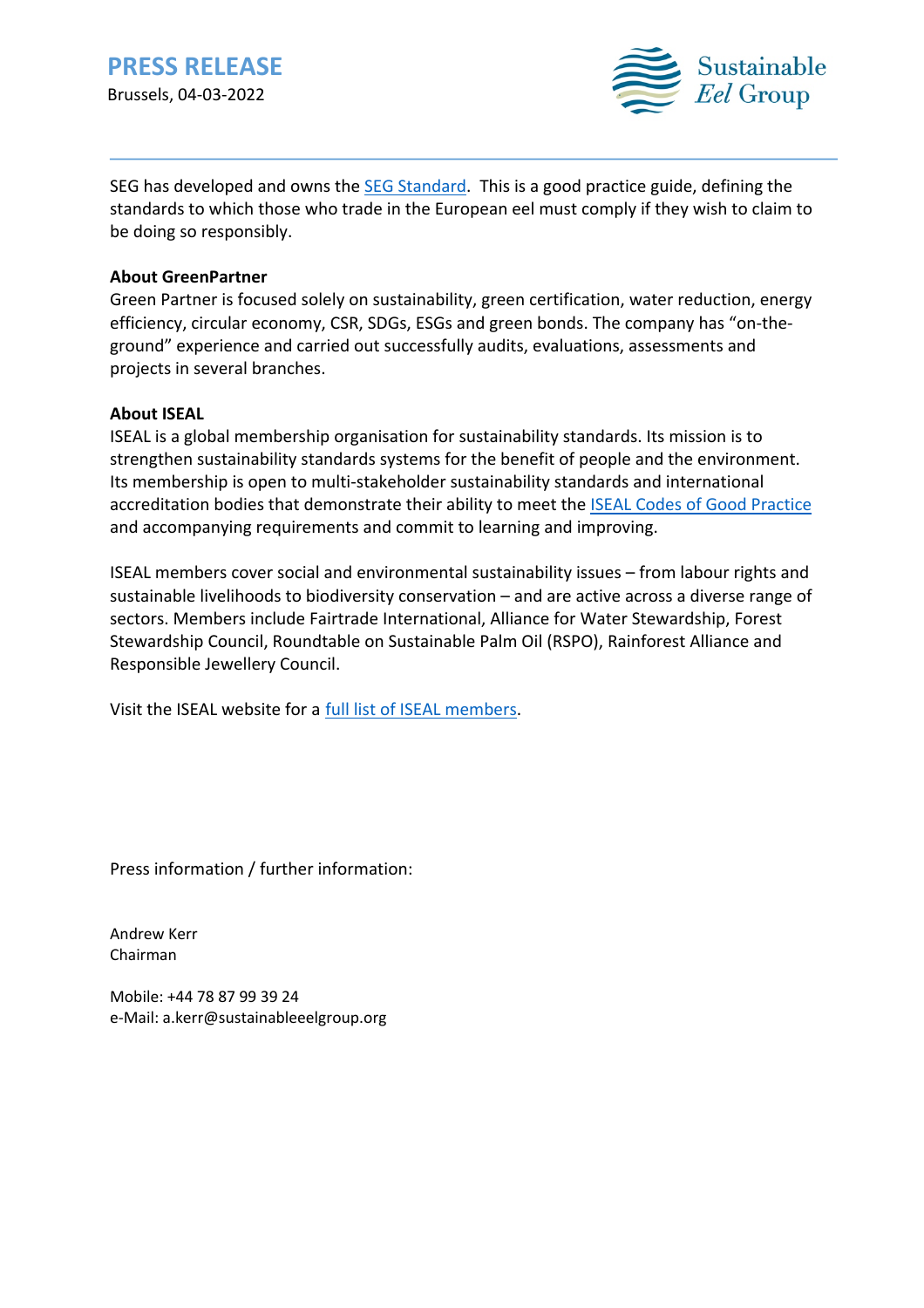SEG has developed and owns the [SEG Standard](). This is a good practice guide, defining the standards to which those who trade in the European eel must comply if they wish to claim to be doing so responsibly.

**About GreenPartner**

Green Partner is focused solely on sustainability, green certification, water reduction, energy efficiency, circular economy, CSR, SDGs, ESGs and green bonds. The company has "on-the-ground" experience and carried out successfully audits, evaluations, assessments and projects in several branches.

**About ISEAL**

ISEAL is a global membership organisation for sustainability standards. Its mission is to strengthen sustainability standards systems for the benefit of people and the environment. Its membership is open to multi-stakeholder sustainability standards and international accreditation bodies that demonstrate their ability to meet the [ISEAL Codes of Good Practice]() and accompanying requirements and commit to learning and improving.

ISEAL members cover social and environmental sustainability issues – from labour rights and sustainable livelihoods to biodiversity conservation – and are active across a diverse range of sectors. Members include Fairtrade International, Alliance for Water Stewardship, Forest Stewardship Council, Roundtable on Sustainable Palm Oil (RSPO), Rainforest Alliance and Responsible Jewellery Council.

Visit the ISEAL website for a [full list of ISEAL members]().

Press information / further information:

Andrew Kerr
Chairman

Mobile: +44 78 87 99 39 24
e-Mail: a.kerr@sustainableeelgroup.org